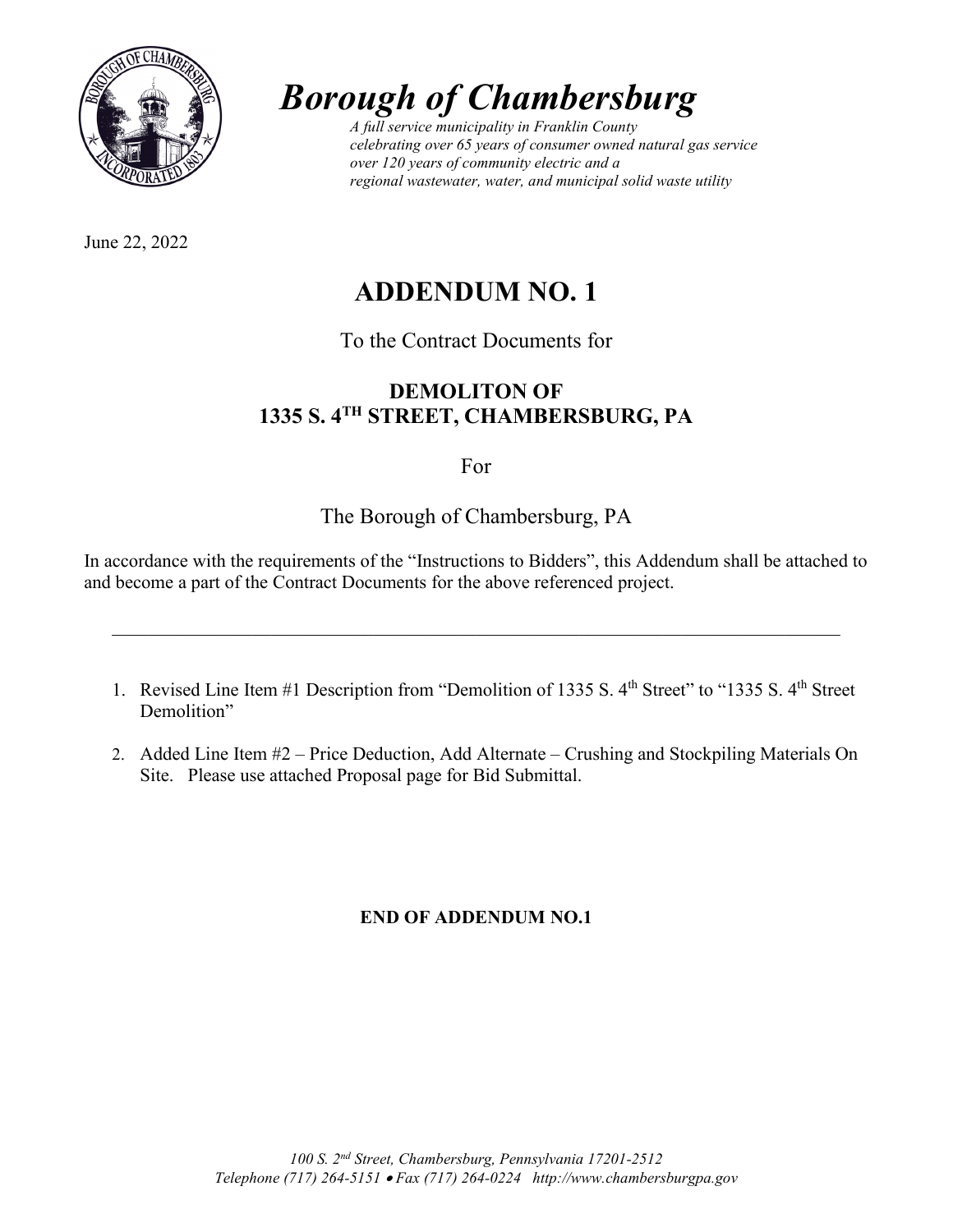# *Borough of Chambersburg*

*A full service municipality in Franklin County*
*celebrating over 65 years of consumer owned natural gas service*
*over 120 years of community electric and a*
*regional wastewater, water, and municipal solid waste utility*

June 22, 2022

## ADDENDUM NO. 1

To the Contract Documents for

**DEMOLITON OF**
**1335 S. 4TH STREET, CHAMBERSBURG, PA**

For

The Borough of Chambersburg, PA

In accordance with the requirements of the "Instructions to Bidders", this Addendum shall be attached to and become a part of the Contract Documents for the above referenced project.

---

1. Revised Line Item #1 Description from "Demolition of 1335 S. 4th Street" to "1335 S. 4th Street Demolition"

2. Added Line Item #2 – Price Deduction, Add Alternate – Crushing and Stockpiling Materials On Site. Please use attached Proposal page for Bid Submittal.

**END OF ADDENDUM NO.1**

*100 S. 2nd Street, Chambersburg, Pennsylvania 17201-2512*
*Telephone (717) 264-5151 • Fax (717) 264-0224 http://www.chambersburgpa.gov*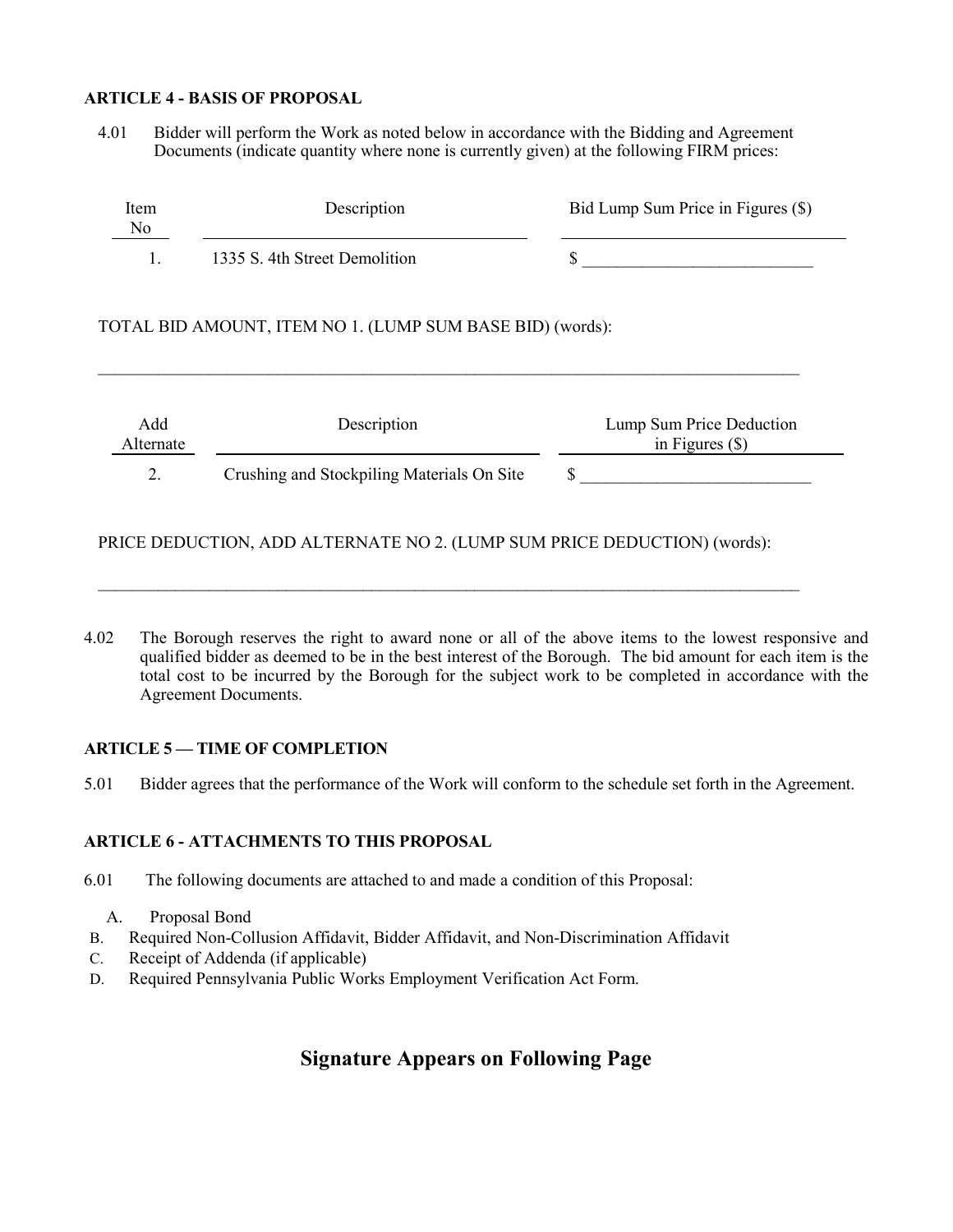**ARTICLE 4 - BASIS OF PROPOSAL**

4.01 Bidder will perform the Work as noted below in accordance with the Bidding and Agreement Documents (indicate quantity where none is currently given) at the following FIRM prices:

| Item No | Description | Bid Lump Sum Price in Figures ($) |
|---|---|---|
| 1. | 1335 S. 4th Street Demolition | $ ___________________________ |

TOTAL BID AMOUNT, ITEM NO 1. (LUMP SUM BASE BID) (words):

_____________________________________________________________________________________

| Add Alternate | Description | Lump Sum Price Deduction in Figures ($) |
|---|---|---|
| 2. | Crushing and Stockpiling Materials On Site | $ ___________________________ |

PRICE DEDUCTION, ADD ALTERNATE NO 2. (LUMP SUM PRICE DEDUCTION) (words):

_____________________________________________________________________________________

4.02 The Borough reserves the right to award none or all of the above items to the lowest responsive and qualified bidder as deemed to be in the best interest of the Borough. The bid amount for each item is the total cost to be incurred by the Borough for the subject work to be completed in accordance with the Agreement Documents.

**ARTICLE 5 — TIME OF COMPLETION**

5.01 Bidder agrees that the performance of the Work will conform to the schedule set forth in the Agreement.

**ARTICLE 6 - ATTACHMENTS TO THIS PROPOSAL**

6.01 The following documents are attached to and made a condition of this Proposal:

A. Proposal Bond
B. Required Non-Collusion Affidavit, Bidder Affidavit, and Non-Discrimination Affidavit
C. Receipt of Addenda (if applicable)
D. Required Pennsylvania Public Works Employment Verification Act Form.

## Signature Appears on Following Page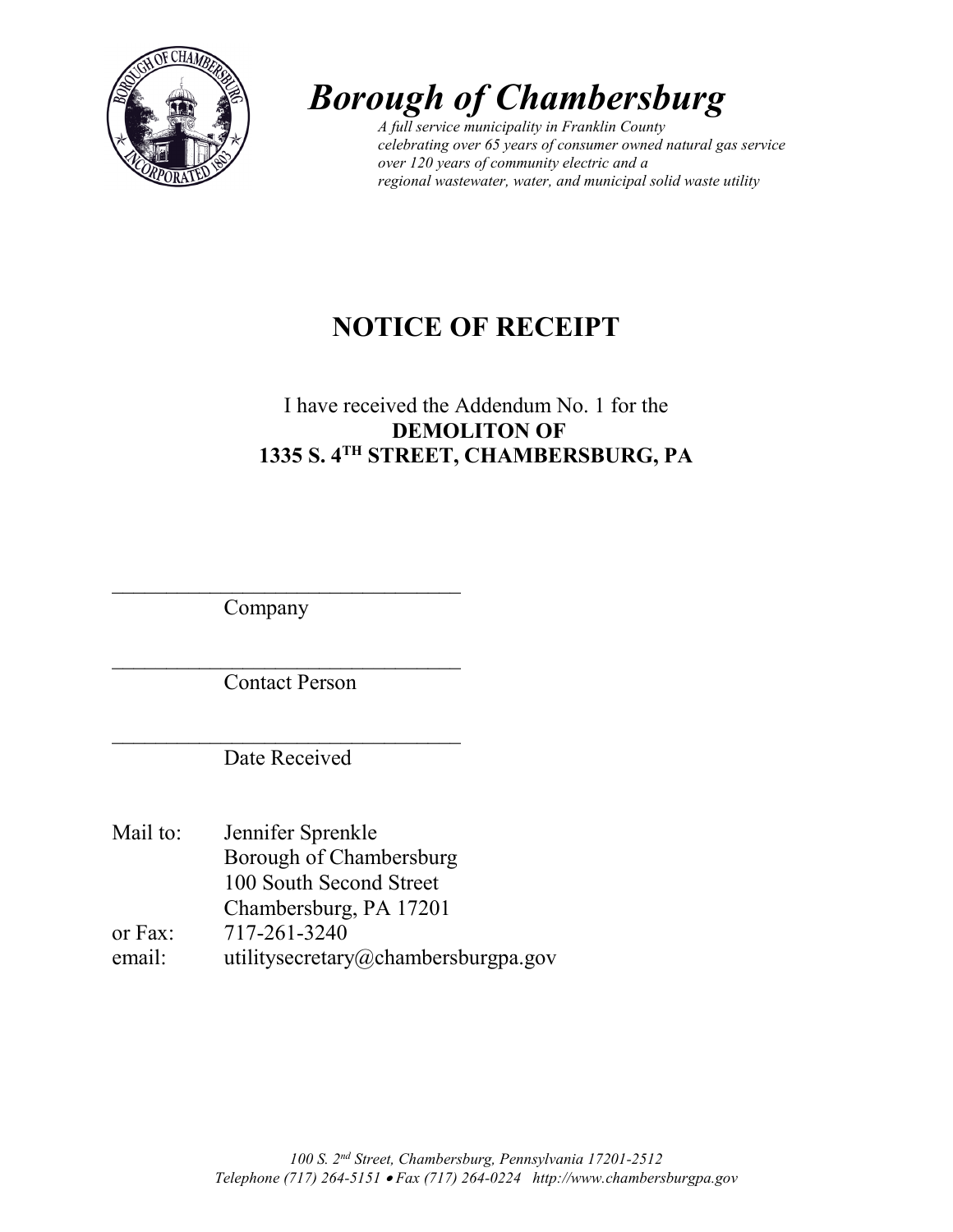# *Borough of Chambersburg*

*A full service municipality in Franklin County*
*celebrating over 65 years of consumer owned natural gas service*
*over 120 years of community electric and a*
*regional wastewater, water, and municipal solid waste utility*

## NOTICE OF RECEIPT

I have received the Addendum No. 1 for the
**DEMOLITON OF**
**1335 S. 4TH STREET, CHAMBERSBURG, PA**

\_\_\_\_\_\_\_\_\_\_\_\_\_\_\_\_\_\_\_\_\_\_\_\_\_\_\_\_\_\_\_\_\_
Company

\_\_\_\_\_\_\_\_\_\_\_\_\_\_\_\_\_\_\_\_\_\_\_\_\_\_\_\_\_\_\_\_\_
Contact Person

\_\_\_\_\_\_\_\_\_\_\_\_\_\_\_\_\_\_\_\_\_\_\_\_\_\_\_\_\_\_\_\_\_
Date Received

Mail to: Jennifer Sprenkle
Borough of Chambersburg
100 South Second Street
Chambersburg, PA 17201
or Fax: 717-261-3240
email: utilitysecretary@chambersburgpa.gov

*100 S. 2nd Street, Chambersburg, Pennsylvania 17201-2512*
*Telephone (717) 264-5151 • Fax (717) 264-0224 http://www.chambersburgpa.gov*